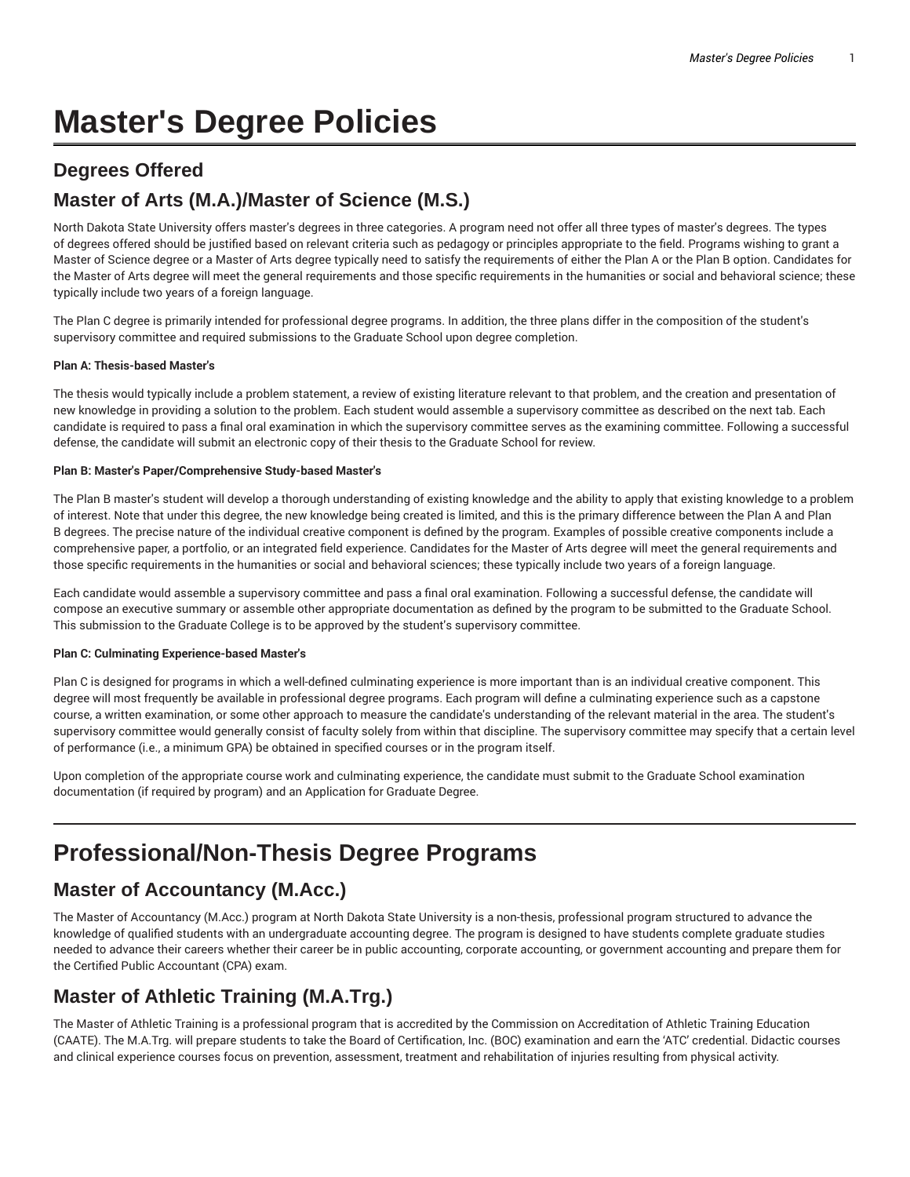# Master's Degree Policies

## Degrees Offered

## Master of Arts (M.A.)/Master of Science (M.S.)

North Dakota State University offers master's degrees in three categories. A program need not offer all three types of master's degrees. The types of degrees offered should be justified based on relevant criteria such as pedagogy or principles appropriate to the field. Programs wishing to grant a Master of Science degree or a Master of Arts degree typically need to satisfy the requirements of either the Plan A or the Plan B option. Candidates for the Master of Arts degree will meet the general requirements and those specific requirements in the humanities or social and behavioral science; these typically include two years of a foreign language.

The Plan C degree is primarily intended for professional degree programs. In addition, the three plans differ in the composition of the student's supervisory committee and required submissions to the Graduate School upon degree completion.

**Plan A: Thesis-based Master's**

The thesis would typically include a problem statement, a review of existing literature relevant to that problem, and the creation and presentation of new knowledge in providing a solution to the problem. Each student would assemble a supervisory committee as described on the next tab. Each candidate is required to pass a final oral examination in which the supervisory committee serves as the examining committee. Following a successful defense, the candidate will submit an electronic copy of their thesis to the Graduate School for review.

**Plan B: Master's Paper/Comprehensive Study-based Master's**

The Plan B master's student will develop a thorough understanding of existing knowledge and the ability to apply that existing knowledge to a problem of interest. Note that under this degree, the new knowledge being created is limited, and this is the primary difference between the Plan A and Plan B degrees. The precise nature of the individual creative component is defined by the program. Examples of possible creative components include a comprehensive paper, a portfolio, or an integrated field experience. Candidates for the Master of Arts degree will meet the general requirements and those specific requirements in the humanities or social and behavioral sciences; these typically include two years of a foreign language.

Each candidate would assemble a supervisory committee and pass a final oral examination. Following a successful defense, the candidate will compose an executive summary or assemble other appropriate documentation as defined by the program to be submitted to the Graduate School. This submission to the Graduate College is to be approved by the student's supervisory committee.

**Plan C: Culminating Experience-based Master's**

Plan C is designed for programs in which a well-defined culminating experience is more important than is an individual creative component. This degree will most frequently be available in professional degree programs. Each program will define a culminating experience such as a capstone course, a written examination, or some other approach to measure the candidate's understanding of the relevant material in the area. The student's supervisory committee would generally consist of faculty solely from within that discipline. The supervisory committee may specify that a certain level of performance (i.e., a minimum GPA) be obtained in specified courses or in the program itself.

Upon completion of the appropriate course work and culminating experience, the candidate must submit to the Graduate School examination documentation (if required by program) and an Application for Graduate Degree.

# Professional/Non-Thesis Degree Programs

## Master of Accountancy (M.Acc.)

The Master of Accountancy (M.Acc.) program at North Dakota State University is a non-thesis, professional program structured to advance the knowledge of qualified students with an undergraduate accounting degree. The program is designed to have students complete graduate studies needed to advance their careers whether their career be in public accounting, corporate accounting, or government accounting and prepare them for the Certified Public Accountant (CPA) exam.

## Master of Athletic Training (M.A.Trg.)

The Master of Athletic Training is a professional program that is accredited by the Commission on Accreditation of Athletic Training Education (CAATE). The M.A.Trg. will prepare students to take the Board of Certification, Inc. (BOC) examination and earn the 'ATC' credential. Didactic courses and clinical experience courses focus on prevention, assessment, treatment and rehabilitation of injuries resulting from physical activity.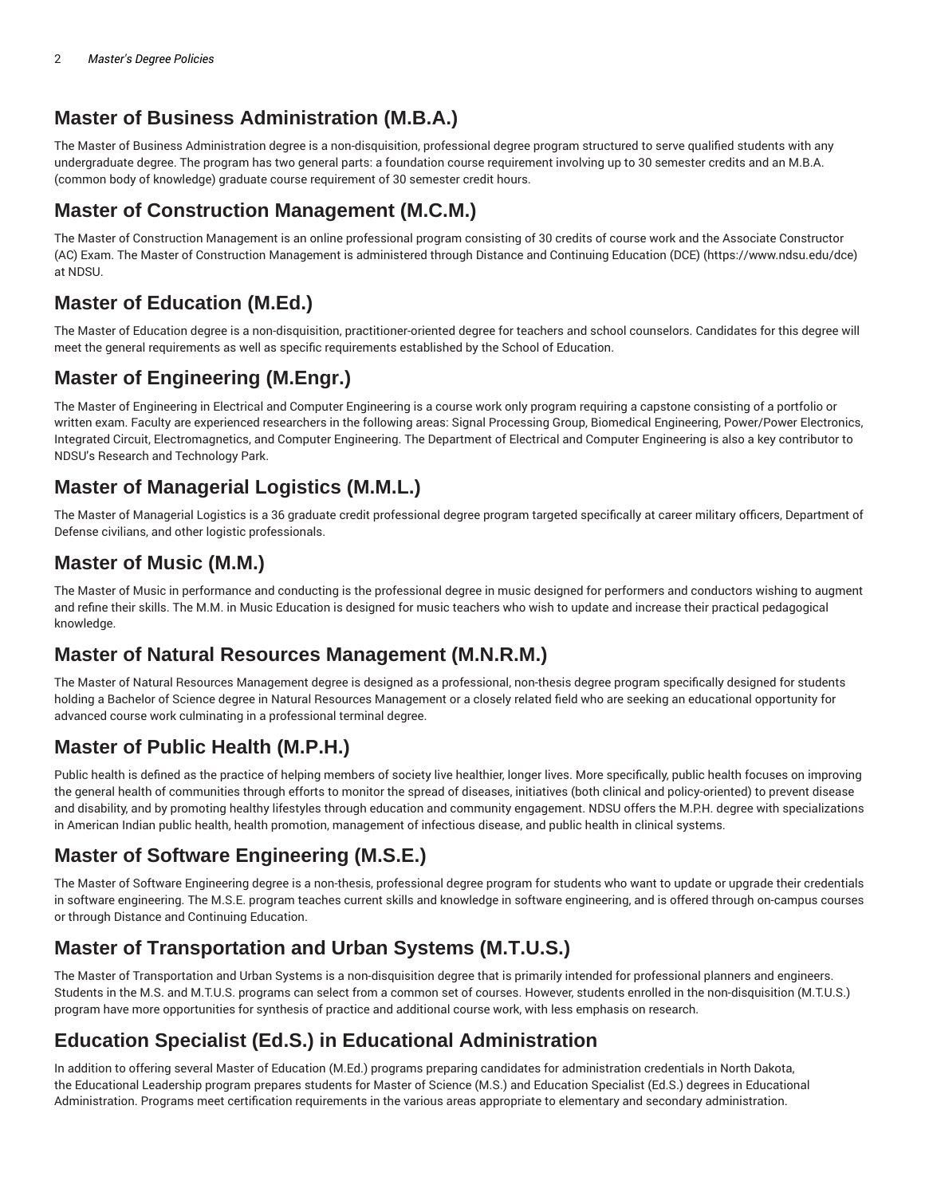## Master of Business Administration (M.B.A.)

The Master of Business Administration degree is a non-disquisition, professional degree program structured to serve qualified students with any undergraduate degree. The program has two general parts: a foundation course requirement involving up to 30 semester credits and an M.B.A. (common body of knowledge) graduate course requirement of 30 semester credit hours.

## Master of Construction Management (M.C.M.)

The Master of Construction Management is an online professional program consisting of 30 credits of course work and the Associate Constructor (AC) Exam. The Master of Construction Management is administered through Distance and Continuing Education (DCE) (https://www.ndsu.edu/dce) at NDSU.

## Master of Education (M.Ed.)

The Master of Education degree is a non-disquisition, practitioner-oriented degree for teachers and school counselors. Candidates for this degree will meet the general requirements as well as specific requirements established by the School of Education.

## Master of Engineering (M.Engr.)

The Master of Engineering in Electrical and Computer Engineering is a course work only program requiring a capstone consisting of a portfolio or written exam. Faculty are experienced researchers in the following areas: Signal Processing Group, Biomedical Engineering, Power/Power Electronics, Integrated Circuit, Electromagnetics, and Computer Engineering. The Department of Electrical and Computer Engineering is also a key contributor to NDSU's Research and Technology Park.

## Master of Managerial Logistics (M.M.L.)

The Master of Managerial Logistics is a 36 graduate credit professional degree program targeted specifically at career military officers, Department of Defense civilians, and other logistic professionals.

## Master of Music (M.M.)

The Master of Music in performance and conducting is the professional degree in music designed for performers and conductors wishing to augment and refine their skills. The M.M. in Music Education is designed for music teachers who wish to update and increase their practical pedagogical knowledge.

## Master of Natural Resources Management (M.N.R.M.)

The Master of Natural Resources Management degree is designed as a professional, non-thesis degree program specifically designed for students holding a Bachelor of Science degree in Natural Resources Management or a closely related field who are seeking an educational opportunity for advanced course work culminating in a professional terminal degree.

## Master of Public Health (M.P.H.)

Public health is defined as the practice of helping members of society live healthier, longer lives. More specifically, public health focuses on improving the general health of communities through efforts to monitor the spread of diseases, initiatives (both clinical and policy-oriented) to prevent disease and disability, and by promoting healthy lifestyles through education and community engagement. NDSU offers the M.P.H. degree with specializations in American Indian public health, health promotion, management of infectious disease, and public health in clinical systems.

## Master of Software Engineering (M.S.E.)

The Master of Software Engineering degree is a non-thesis, professional degree program for students who want to update or upgrade their credentials in software engineering. The M.S.E. program teaches current skills and knowledge in software engineering, and is offered through on-campus courses or through Distance and Continuing Education.

## Master of Transportation and Urban Systems (M.T.U.S.)

The Master of Transportation and Urban Systems is a non-disquisition degree that is primarily intended for professional planners and engineers. Students in the M.S. and M.T.U.S. programs can select from a common set of courses. However, students enrolled in the non-disquisition (M.T.U.S.) program have more opportunities for synthesis of practice and additional course work, with less emphasis on research.

## Education Specialist (Ed.S.) in Educational Administration

In addition to offering several Master of Education (M.Ed.) programs preparing candidates for administration credentials in North Dakota, the Educational Leadership program prepares students for Master of Science (M.S.) and Education Specialist (Ed.S.) degrees in Educational Administration. Programs meet certification requirements in the various areas appropriate to elementary and secondary administration.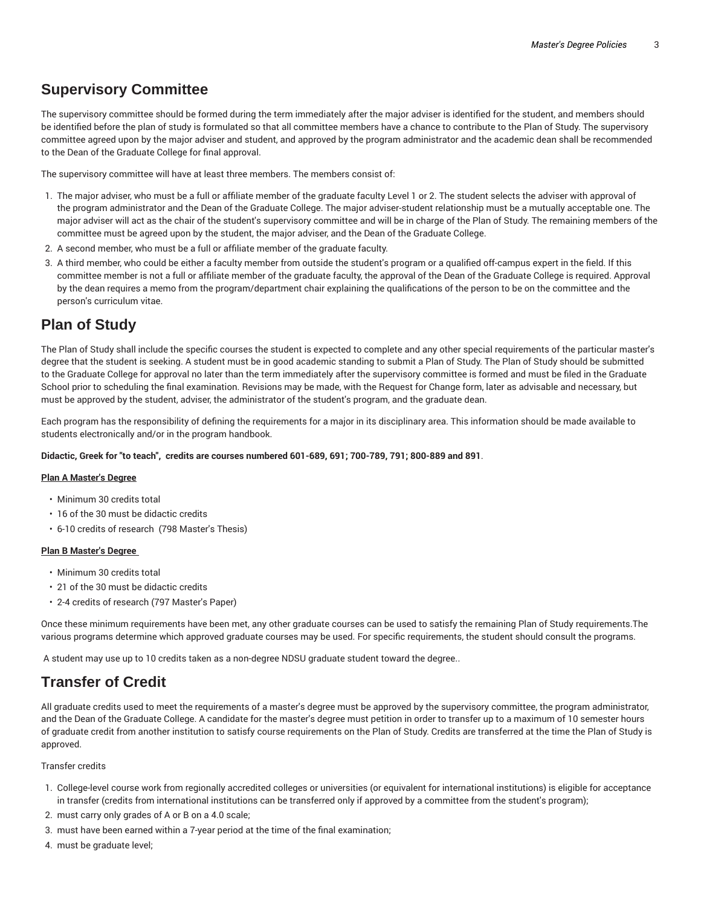## Supervisory Committee

The supervisory committee should be formed during the term immediately after the major adviser is identified for the student, and members should be identified before the plan of study is formulated so that all committee members have a chance to contribute to the Plan of Study. The supervisory committee agreed upon by the major adviser and student, and approved by the program administrator and the academic dean shall be recommended to the Dean of the Graduate College for final approval.

The supervisory committee will have at least three members. The members consist of:

1. The major adviser, who must be a full or affiliate member of the graduate faculty Level 1 or 2. The student selects the adviser with approval of the program administrator and the Dean of the Graduate College. The major adviser-student relationship must be a mutually acceptable one. The major adviser will act as the chair of the student's supervisory committee and will be in charge of the Plan of Study. The remaining members of the committee must be agreed upon by the student, the major adviser, and the Dean of the Graduate College.
2. A second member, who must be a full or affiliate member of the graduate faculty.
3. A third member, who could be either a faculty member from outside the student's program or a qualified off-campus expert in the field. If this committee member is not a full or affiliate member of the graduate faculty, the approval of the Dean of the Graduate College is required. Approval by the dean requires a memo from the program/department chair explaining the qualifications of the person to be on the committee and the person's curriculum vitae.

## Plan of Study

The Plan of Study shall include the specific courses the student is expected to complete and any other special requirements of the particular master's degree that the student is seeking. A student must be in good academic standing to submit a Plan of Study. The Plan of Study should be submitted to the Graduate College for approval no later than the term immediately after the supervisory committee is formed and must be filed in the Graduate School prior to scheduling the final examination. Revisions may be made, with the Request for Change form, later as advisable and necessary, but must be approved by the student, adviser, the administrator of the student's program, and the graduate dean.

Each program has the responsibility of defining the requirements for a major in its disciplinary area. This information should be made available to students electronically and/or in the program handbook.

**Didactic, Greek for "to teach", credits are courses numbered 601-689, 691; 700-789, 791; 800-889 and 891**.

**Plan A Master's Degree**

- Minimum 30 credits total
- 16 of the 30 must be didactic credits
- 6-10 credits of research (798 Master's Thesis)

**Plan B Master's Degree**

- Minimum 30 credits total
- 21 of the 30 must be didactic credits
- 2-4 credits of research (797 Master's Paper)

Once these minimum requirements have been met, any other graduate courses can be used to satisfy the remaining Plan of Study requirements.The various programs determine which approved graduate courses may be used. For specific requirements, the student should consult the programs.

A student may use up to 10 credits taken as a non-degree NDSU graduate student toward the degree..

## Transfer of Credit

All graduate credits used to meet the requirements of a master's degree must be approved by the supervisory committee, the program administrator, and the Dean of the Graduate College. A candidate for the master's degree must petition in order to transfer up to a maximum of 10 semester hours of graduate credit from another institution to satisfy course requirements on the Plan of Study. Credits are transferred at the time the Plan of Study is approved.

Transfer credits

1. College-level course work from regionally accredited colleges or universities (or equivalent for international institutions) is eligible for acceptance in transfer (credits from international institutions can be transferred only if approved by a committee from the student's program);
2. must carry only grades of A or B on a 4.0 scale;
3. must have been earned within a 7-year period at the time of the final examination;
4. must be graduate level;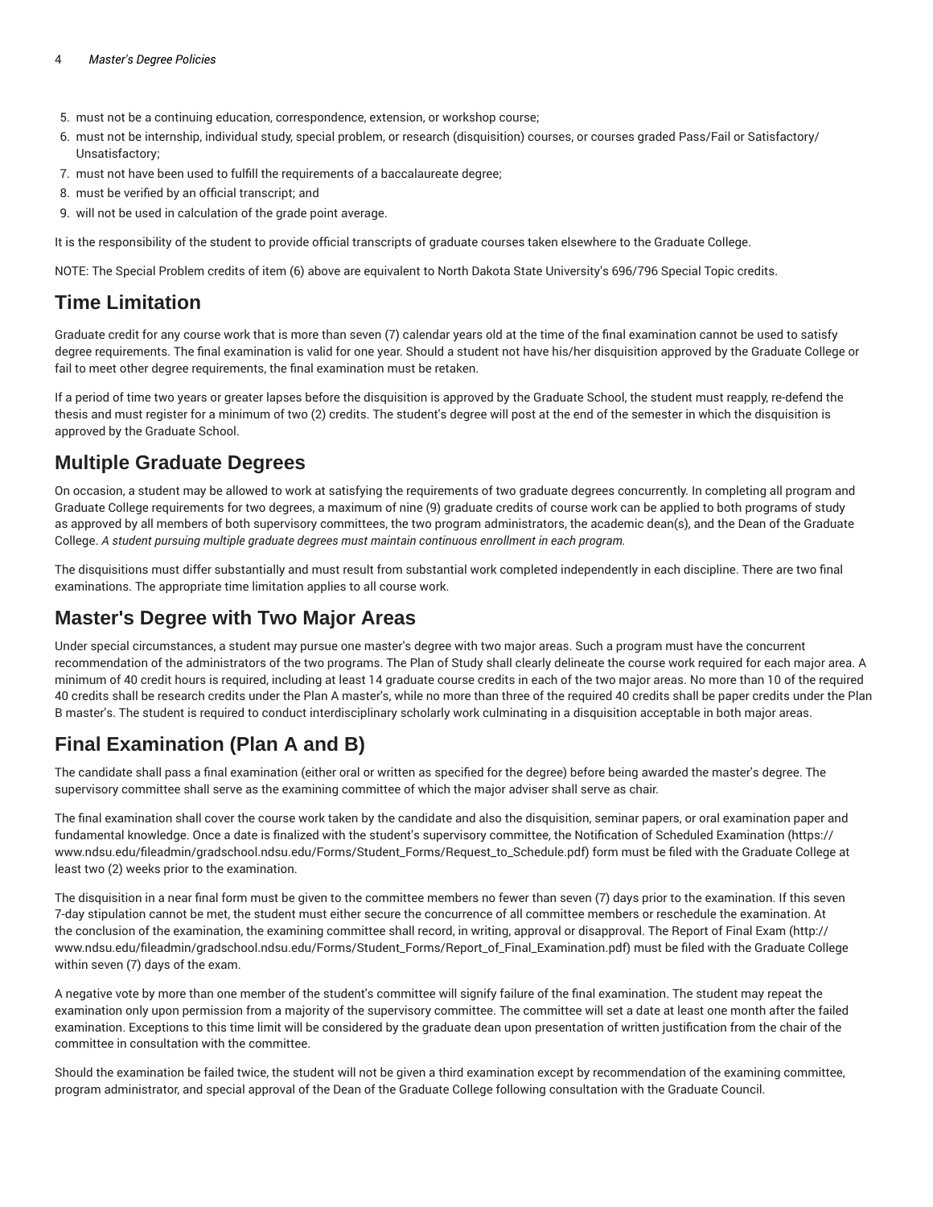5. must not be a continuing education, correspondence, extension, or workshop course;
6. must not be internship, individual study, special problem, or research (disquisition) courses, or courses graded Pass/Fail or Satisfactory/Unsatisfactory;
7. must not have been used to fulfill the requirements of a baccalaureate degree;
8. must be verified by an official transcript; and
9. will not be used in calculation of the grade point average.

It is the responsibility of the student to provide official transcripts of graduate courses taken elsewhere to the Graduate College.

NOTE: The Special Problem credits of item (6) above are equivalent to North Dakota State University's 696/796 Special Topic credits.

## Time Limitation

Graduate credit for any course work that is more than seven (7) calendar years old at the time of the final examination cannot be used to satisfy degree requirements. The final examination is valid for one year. Should a student not have his/her disquisition approved by the Graduate College or fail to meet other degree requirements, the final examination must be retaken.

If a period of time two years or greater lapses before the disquisition is approved by the Graduate School, the student must reapply, re-defend the thesis and must register for a minimum of two (2) credits. The student's degree will post at the end of the semester in which the disquisition is approved by the Graduate School.

## Multiple Graduate Degrees

On occasion, a student may be allowed to work at satisfying the requirements of two graduate degrees concurrently. In completing all program and Graduate College requirements for two degrees, a maximum of nine (9) graduate credits of course work can be applied to both programs of study as approved by all members of both supervisory committees, the two program administrators, the academic dean(s), and the Dean of the Graduate College. *A student pursuing multiple graduate degrees must maintain continuous enrollment in each program.*

The disquisitions must differ substantially and must result from substantial work completed independently in each discipline. There are two final examinations. The appropriate time limitation applies to all course work.

## Master's Degree with Two Major Areas

Under special circumstances, a student may pursue one master's degree with two major areas. Such a program must have the concurrent recommendation of the administrators of the two programs. The Plan of Study shall clearly delineate the course work required for each major area. A minimum of 40 credit hours is required, including at least 14 graduate course credits in each of the two major areas. No more than 10 of the required 40 credits shall be research credits under the Plan A master's, while no more than three of the required 40 credits shall be paper credits under the Plan B master's. The student is required to conduct interdisciplinary scholarly work culminating in a disquisition acceptable in both major areas.

## Final Examination (Plan A and B)

The candidate shall pass a final examination (either oral or written as specified for the degree) before being awarded the master's degree. The supervisory committee shall serve as the examining committee of which the major adviser shall serve as chair.

The final examination shall cover the course work taken by the candidate and also the disquisition, seminar papers, or oral examination paper and fundamental knowledge. Once a date is finalized with the student's supervisory committee, the Notification of Scheduled Examination (https://www.ndsu.edu/fileadmin/gradschool.ndsu.edu/Forms/Student_Forms/Request_to_Schedule.pdf) form must be filed with the Graduate College at least two (2) weeks prior to the examination.

The disquisition in a near final form must be given to the committee members no fewer than seven (7) days prior to the examination. If this seven 7-day stipulation cannot be met, the student must either secure the concurrence of all committee members or reschedule the examination. At the conclusion of the examination, the examining committee shall record, in writing, approval or disapproval. The Report of Final Exam (http://www.ndsu.edu/fileadmin/gradschool.ndsu.edu/Forms/Student_Forms/Report_of_Final_Examination.pdf) must be filed with the Graduate College within seven (7) days of the exam.

A negative vote by more than one member of the student's committee will signify failure of the final examination. The student may repeat the examination only upon permission from a majority of the supervisory committee. The committee will set a date at least one month after the failed examination. Exceptions to this time limit will be considered by the graduate dean upon presentation of written justification from the chair of the committee in consultation with the committee.

Should the examination be failed twice, the student will not be given a third examination except by recommendation of the examining committee, program administrator, and special approval of the Dean of the Graduate College following consultation with the Graduate Council.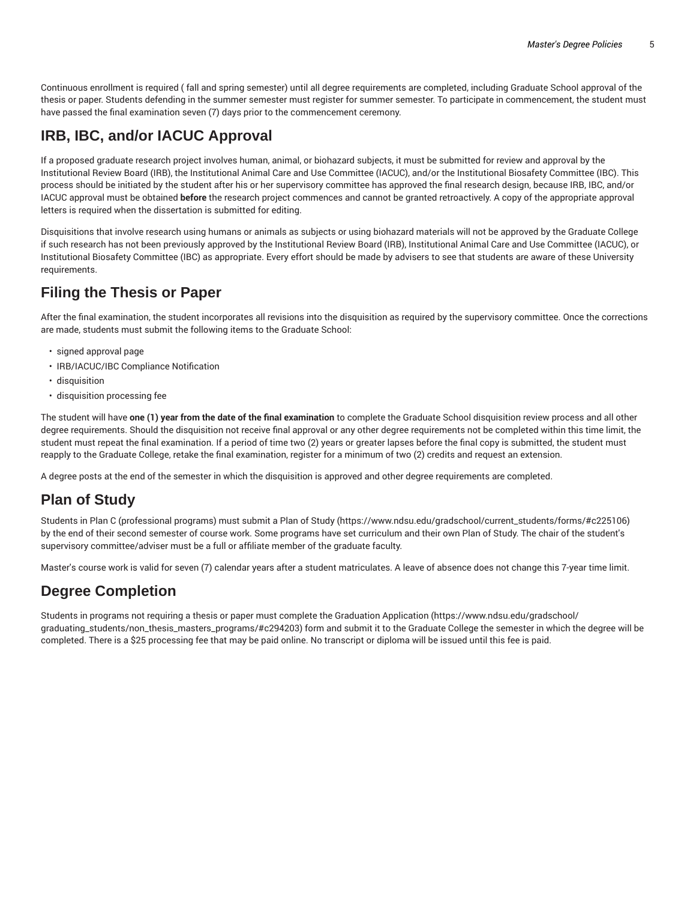Continuous enrollment is required ( fall and spring semester) until all degree requirements are completed, including Graduate School approval of the thesis or paper. Students defending in the summer semester must register for summer semester. To participate in commencement, the student must have passed the final examination seven (7) days prior to the commencement ceremony.

## IRB, IBC, and/or IACUC Approval

If a proposed graduate research project involves human, animal, or biohazard subjects, it must be submitted for review and approval by the Institutional Review Board (IRB), the Institutional Animal Care and Use Committee (IACUC), and/or the Institutional Biosafety Committee (IBC). This process should be initiated by the student after his or her supervisory committee has approved the final research design, because IRB, IBC, and/or IACUC approval must be obtained **before** the research project commences and cannot be granted retroactively. A copy of the appropriate approval letters is required when the dissertation is submitted for editing.

Disquisitions that involve research using humans or animals as subjects or using biohazard materials will not be approved by the Graduate College if such research has not been previously approved by the Institutional Review Board (IRB), Institutional Animal Care and Use Committee (IACUC), or Institutional Biosafety Committee (IBC) as appropriate. Every effort should be made by advisers to see that students are aware of these University requirements.

## Filing the Thesis or Paper

After the final examination, the student incorporates all revisions into the disquisition as required by the supervisory committee. Once the corrections are made, students must submit the following items to the Graduate School:

- signed approval page
- IRB/IACUC/IBC Compliance Notification
- disquisition
- disquisition processing fee

The student will have **one (1) year from the date of the final examination** to complete the Graduate School disquisition review process and all other degree requirements. Should the disquisition not receive final approval or any other degree requirements not be completed within this time limit, the student must repeat the final examination. If a period of time two (2) years or greater lapses before the final copy is submitted, the student must reapply to the Graduate College, retake the final examination, register for a minimum of two (2) credits and request an extension.

A degree posts at the end of the semester in which the disquisition is approved and other degree requirements are completed.

## Plan of Study

Students in Plan C (professional programs) must submit a Plan of Study (https://www.ndsu.edu/gradschool/current_students/forms/#c225106) by the end of their second semester of course work. Some programs have set curriculum and their own Plan of Study. The chair of the student's supervisory committee/adviser must be a full or affiliate member of the graduate faculty.

Master's course work is valid for seven (7) calendar years after a student matriculates. A leave of absence does not change this 7-year time limit.

## Degree Completion

Students in programs not requiring a thesis or paper must complete the Graduation Application (https://www.ndsu.edu/gradschool/graduating_students/non_thesis_masters_programs/#c294203) form and submit it to the Graduate College the semester in which the degree will be completed. There is a $25 processing fee that may be paid online. No transcript or diploma will be issued until this fee is paid.